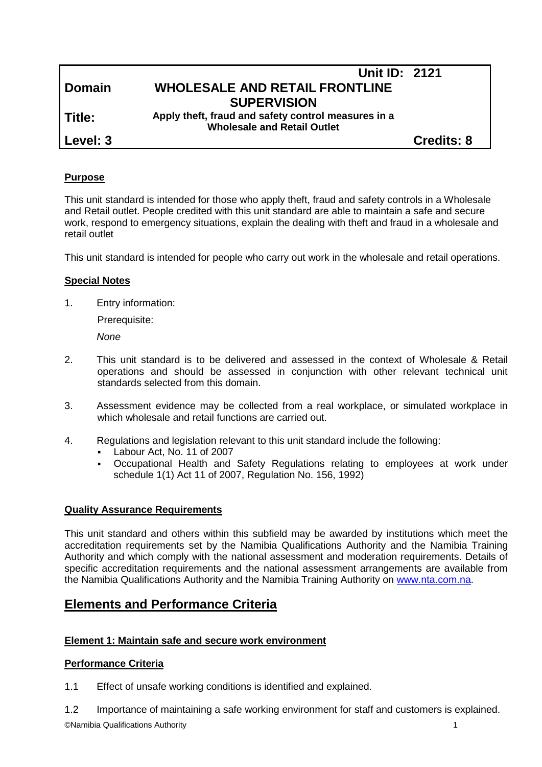| Unit ID: 2121 | | |
|---|---|---|
| **Domain** | **WHOLESALE AND RETAIL FRONTLINE SUPERVISION** | |
| **Title:** | **Apply theft, fraud and safety control measures in a Wholesale and Retail Outlet** | |
| **Level: 3** | | **Credits: 8** |

## Purpose

This unit standard is intended for those who apply theft, fraud and safety controls in a Wholesale and Retail outlet. People credited with this unit standard are able to maintain a safe and secure work, respond to emergency situations, explain the dealing with theft and fraud in a wholesale and retail outlet

This unit standard is intended for people who carry out work in the wholesale and retail operations.

## Special Notes

1. Entry information:

   Prerequisite:

   *None*

2. This unit standard is to be delivered and assessed in the context of Wholesale & Retail operations and should be assessed in conjunction with other relevant technical unit standards selected from this domain.

3. Assessment evidence may be collected from a real workplace, or simulated workplace in which wholesale and retail functions are carried out.

4. Regulations and legislation relevant to this unit standard include the following:
   - Labour Act, No. 11 of 2007
   - Occupational Health and Safety Regulations relating to employees at work under schedule 1(1) Act 11 of 2007, Regulation No. 156, 1992)

## Quality Assurance Requirements

This unit standard and others within this subfield may be awarded by institutions which meet the accreditation requirements set by the Namibia Qualifications Authority and the Namibia Training Authority and which comply with the national assessment and moderation requirements. Details of specific accreditation requirements and the national assessment arrangements are available from the Namibia Qualifications Authority and the Namibia Training Authority on www.nta.com.na.

# Elements and Performance Criteria

### Element 1: Maintain safe and secure work environment

#### Performance Criteria

1.1 Effect of unsafe working conditions is identified and explained.

1.2 Importance of maintaining a safe working environment for staff and customers is explained.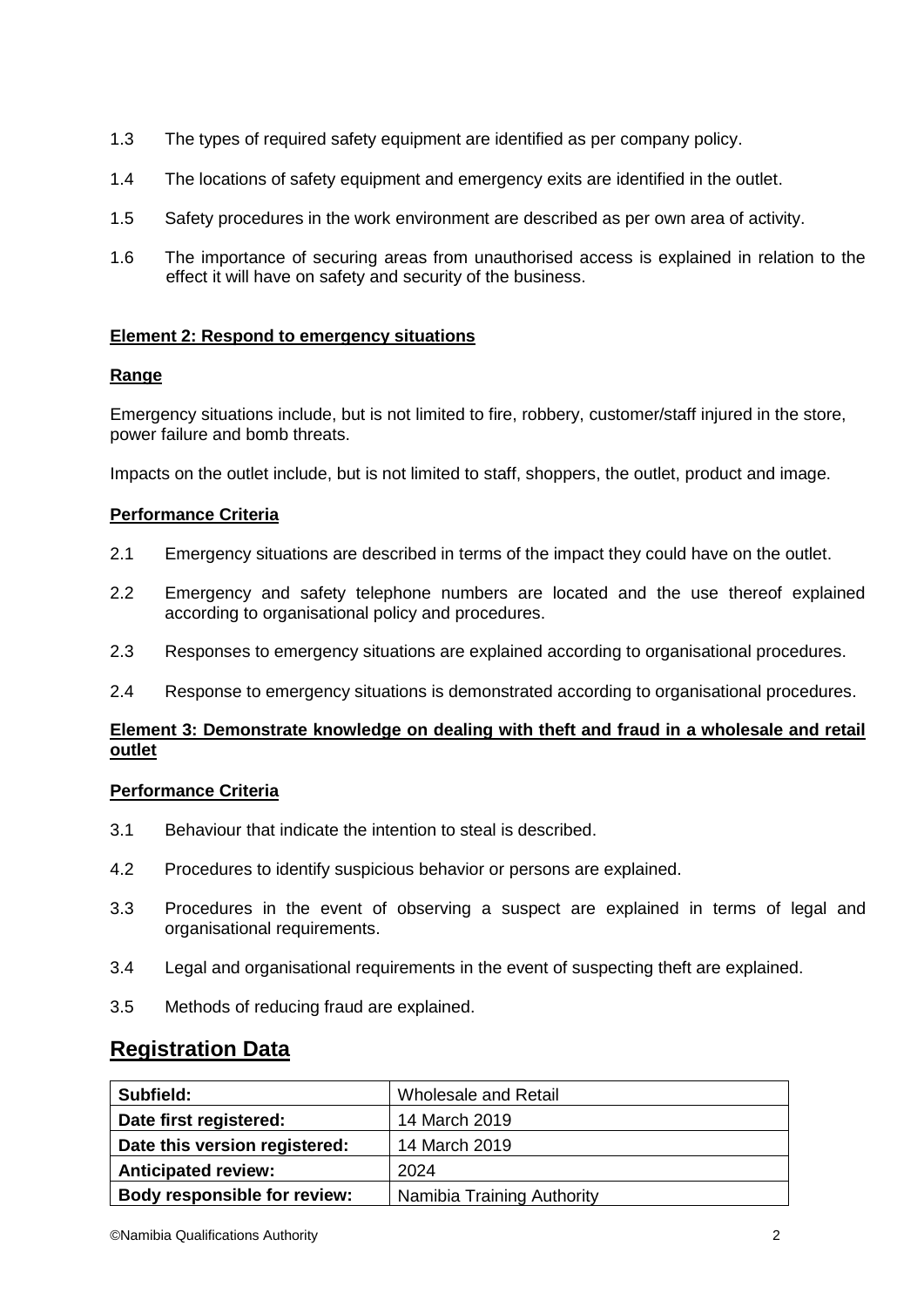1.3 The types of required safety equipment are identified as per company policy.

1.4 The locations of safety equipment and emergency exits are identified in the outlet.

1.5 Safety procedures in the work environment are described as per own area of activity.

1.6 The importance of securing areas from unauthorised access is explained in relation to the effect it will have on safety and security of the business.

**Element 2: Respond to emergency situations**

**Range**

Emergency situations include, but is not limited to fire, robbery, customer/staff injured in the store, power failure and bomb threats.

Impacts on the outlet include, but is not limited to staff, shoppers, the outlet, product and image.

**Performance Criteria**

2.1 Emergency situations are described in terms of the impact they could have on the outlet.

2.2 Emergency and safety telephone numbers are located and the use thereof explained according to organisational policy and procedures.

2.3 Responses to emergency situations are explained according to organisational procedures.

2.4 Response to emergency situations is demonstrated according to organisational procedures.

**Element 3: Demonstrate knowledge on dealing with theft and fraud in a wholesale and retail outlet**

**Performance Criteria**

3.1 Behaviour that indicate the intention to steal is described.

4.2 Procedures to identify suspicious behavior or persons are explained.

3.3 Procedures in the event of observing a suspect are explained in terms of legal and organisational requirements.

3.4 Legal and organisational requirements in the event of suspecting theft are explained.

3.5 Methods of reducing fraud are explained.

## Registration Data

| | |
|---|---|
| **Subfield:** | Wholesale and Retail |
| **Date first registered:** | 14 March 2019 |
| **Date this version registered:** | 14 March 2019 |
| **Anticipated review:** | 2024 |
| **Body responsible for review:** | Namibia Training Authority |

©Namibia Qualifications Authority